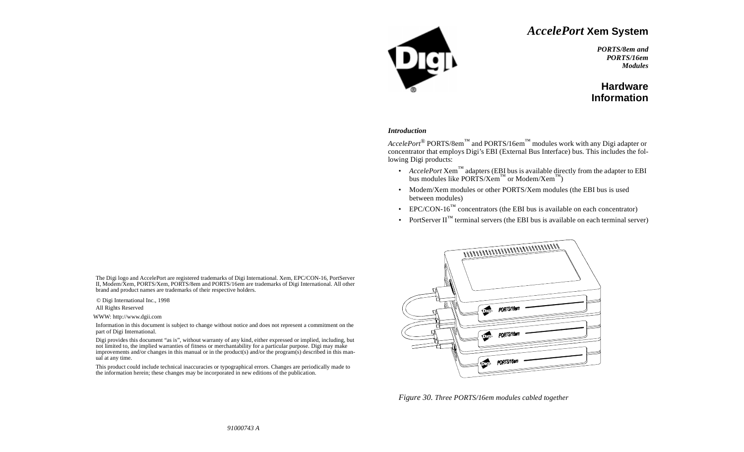# *AccelePort* Xem System

***PORTS/8em and PORTS/16em Modules***

## Hardware Information

### *Introduction*

*AccelePort*® PORTS/8em™ and PORTS/16em™ modules work with any Digi adapter or concentrator that employs Digi's EBI (External Bus Interface) bus. This includes the following Digi products:

- *AccelePort* Xem™ adapters (EBI bus is available directly from the adapter to EBI bus modules like PORTS/Xem™ or Modem/Xem™)
- Modem/Xem modules or other PORTS/Xem modules (the EBI bus is used between modules)
- EPC/CON-16™ concentrators (the EBI bus is available on each concentrator)
- PortServer II™ terminal servers (the EBI bus is available on each terminal server)

*Figure 30. Three PORTS/16em modules cabled together*

The Digi logo and AccelePort are registered trademarks of Digi International. Xem, EPC/CON-16, PortServer II, Modem/Xem, PORTS/Xem, PORTS/8em and PORTS/16em are trademarks of Digi International. All other brand and product names are trademarks of their respective holders.

© Digi International Inc., 1998
All Rights Reserved

WWW: http://www.dgii.com

Information in this document is subject to change without notice and does not represent a commitment on the part of Digi International.

Digi provides this document "as is", without warranty of any kind, either expressed or implied, including, but not limited to, the implied warranties of fitness or merchantability for a particular purpose. Digi may make improvements and/or changes in this manual or in the product(s) and/or the program(s) described in this manual at any time.

This product could include technical inaccuracies or typographical errors. Changes are periodically made to the information herein; these changes may be incorporated in new editions of the publication.

*91000743 A*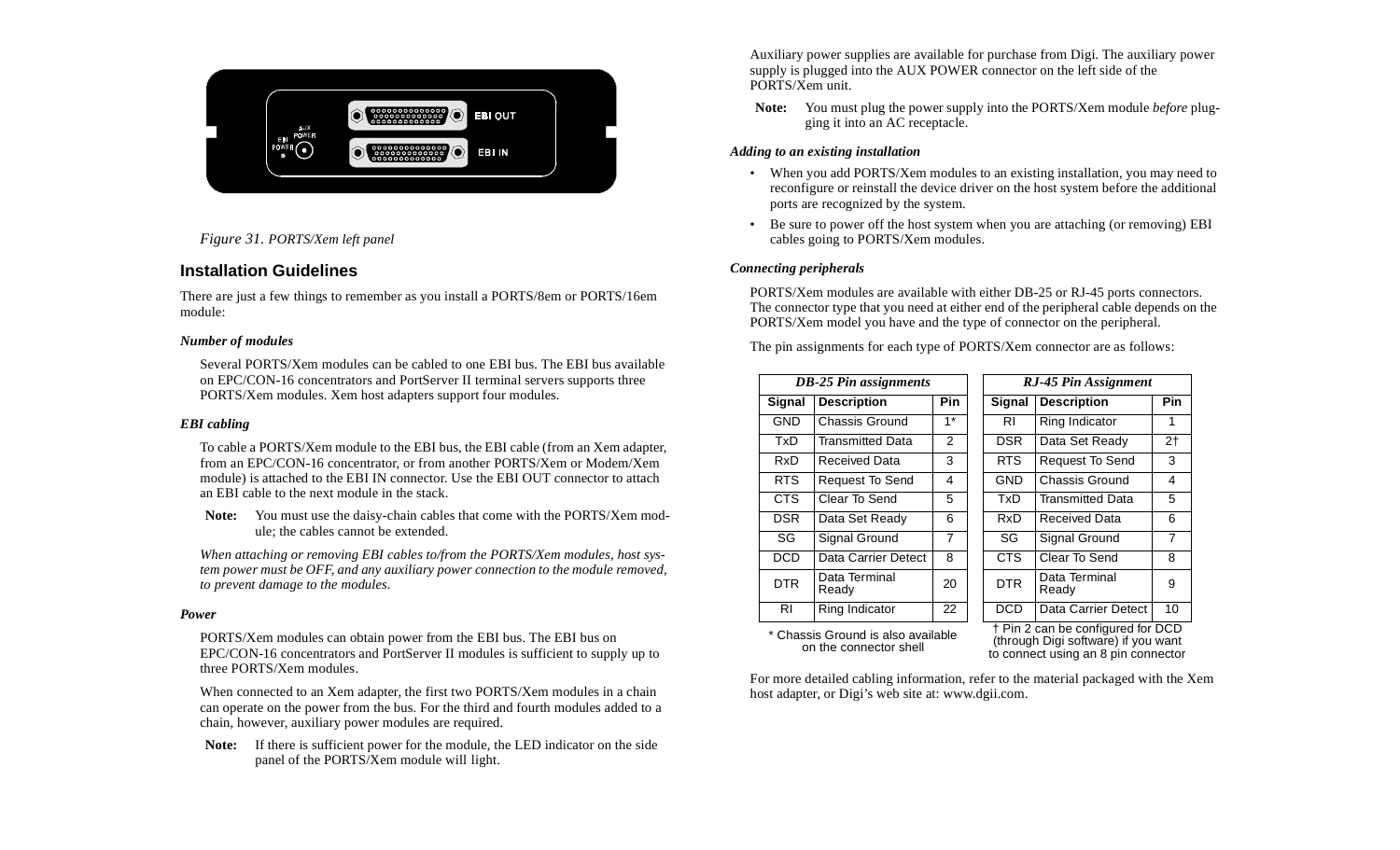EBI POWER

AUX POWER

EBI OUT

EBI IN

*Figure 31. PORTS/Xem left panel*

## Installation Guidelines

There are just a few things to remember as you install a PORTS/8em or PORTS/16em module:

### *Number of modules*

Several PORTS/Xem modules can be cabled to one EBI bus. The EBI bus available on EPC/CON-16 concentrators and PortServer II terminal servers supports three PORTS/Xem modules. Xem host adapters support four modules.

### *EBI cabling*

To cable a PORTS/Xem module to the EBI bus, the EBI cable (from an Xem adapter, from an EPC/CON-16 concentrator, or from another PORTS/Xem or Modem/Xem module) is attached to the EBI IN connector. Use the EBI OUT connector to attach an EBI cable to the next module in the stack.

**Note:** You must use the daisy-chain cables that come with the PORTS/Xem module; the cables cannot be extended.

*When attaching or removing EBI cables to/from the PORTS/Xem modules, host system power must be OFF, and any auxiliary power connection to the module removed, to prevent damage to the modules.*

### *Power*

PORTS/Xem modules can obtain power from the EBI bus. The EBI bus on EPC/CON-16 concentrators and PortServer II modules is sufficient to supply up to three PORTS/Xem modules.

When connected to an Xem adapter, the first two PORTS/Xem modules in a chain can operate on the power from the bus. For the third and fourth modules added to a chain, however, auxiliary power modules are required.

**Note:** If there is sufficient power for the module, the LED indicator on the side panel of the PORTS/Xem module will light.

Auxiliary power supplies are available for purchase from Digi. The auxiliary power supply is plugged into the AUX POWER connector on the left side of the PORTS/Xem unit.

**Note:** You must plug the power supply into the PORTS/Xem module *before* plugging it into an AC receptacle.

### *Adding to an existing installation*

- When you add PORTS/Xem modules to an existing installation, you may need to reconfigure or reinstall the device driver on the host system before the additional ports are recognized by the system.
- Be sure to power off the host system when you are attaching (or removing) EBI cables going to PORTS/Xem modules.

### *Connecting peripherals*

PORTS/Xem modules are available with either DB-25 or RJ-45 ports connectors. The connector type that you need at either end of the peripheral cable depends on the PORTS/Xem model you have and the type of connector on the peripheral.

The pin assignments for each type of PORTS/Xem connector are as follows:

*DB-25 Pin assignments*

| Signal | Description | Pin |
|---|---|---|
| GND | Chassis Ground | 1* |
| TxD | Transmitted Data | 2 |
| RxD | Received Data | 3 |
| RTS | Request To Send | 4 |
| CTS | Clear To Send | 5 |
| DSR | Data Set Ready | 6 |
| SG | Signal Ground | 7 |
| DCD | Data Carrier Detect | 8 |
| DTR | Data Terminal Ready | 20 |
| RI | Ring Indicator | 22 |

\* Chassis Ground is also available on the connector shell

*RJ-45 Pin Assignment*

| Signal | Description | Pin |
|---|---|---|
| RI | Ring Indicator | 1 |
| DSR | Data Set Ready | 2† |
| RTS | Request To Send | 3 |
| GND | Chassis Ground | 4 |
| TxD | Transmitted Data | 5 |
| RxD | Received Data | 6 |
| SG | Signal Ground | 7 |
| CTS | Clear To Send | 8 |
| DTR | Data Terminal Ready | 9 |
| DCD | Data Carrier Detect | 10 |

† Pin 2 can be configured for DCD (through Digi software) if you want to connect using an 8 pin connector

For more detailed cabling information, refer to the material packaged with the Xem host adapter, or Digi's web site at: www.dgii.com.